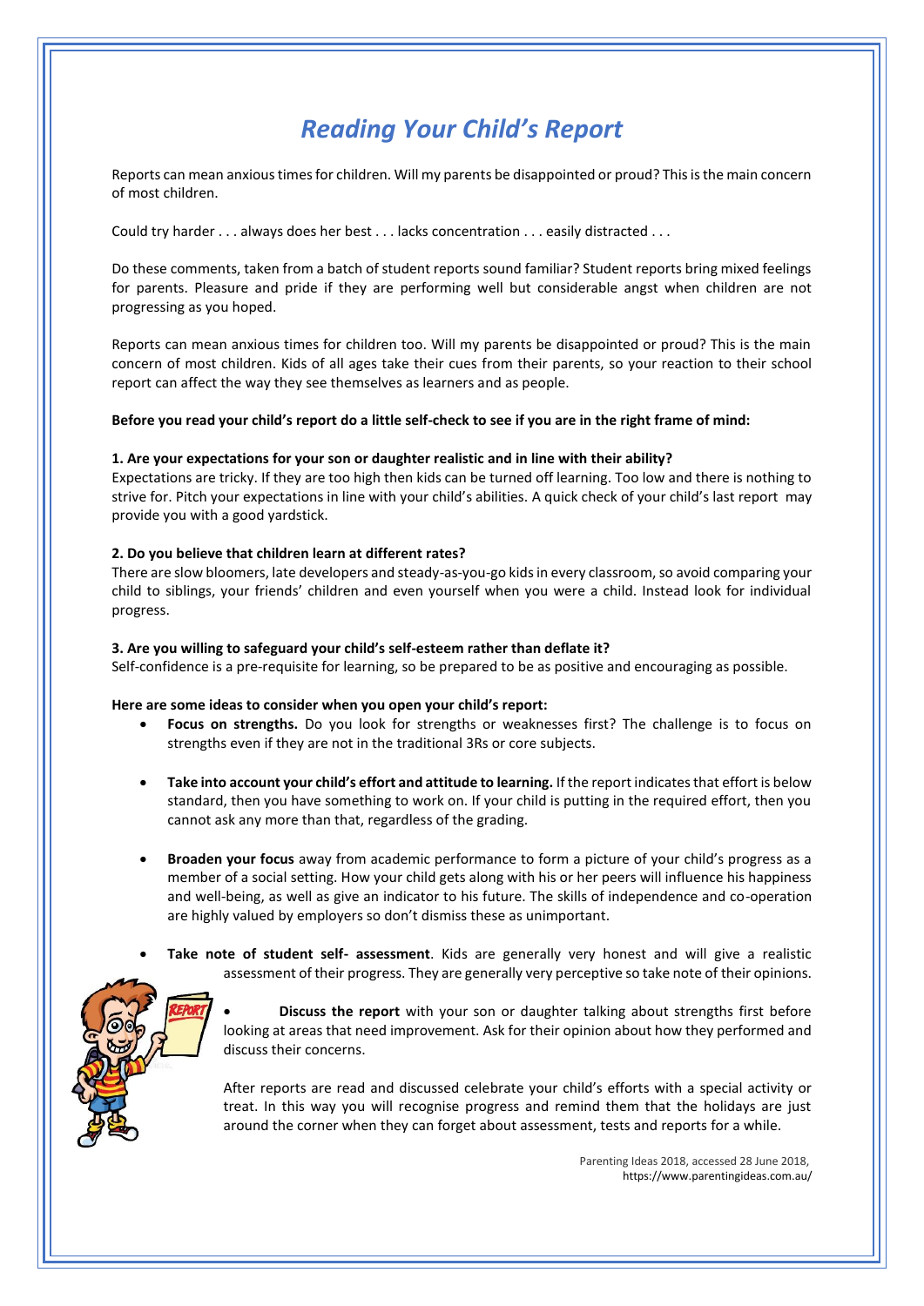# *Reading Your Child's Report*

Reports can mean anxious times for children. Will my parents be disappointed or proud? This is the main concern of most children.

Could try harder . . . always does her best . . . lacks concentration . . . easily distracted . . .

Do these comments, taken from a batch of student reports sound familiar? Student reports bring mixed feelings for parents. Pleasure and pride if they are performing well but considerable angst when children are not progressing as you hoped.

Reports can mean anxious times for children too. Will my parents be disappointed or proud? This is the main concern of most children. Kids of all ages take their cues from their parents, so your reaction to their school report can affect the way they see themselves as learners and as people.

**Before you read your child's report do a little self-check to see if you are in the right frame of mind:**

**1. Are your expectations for your son or daughter realistic and in line with their ability?**
Expectations are tricky. If they are too high then kids can be turned off learning. Too low and there is nothing to strive for. Pitch your expectations in line with your child's abilities. A quick check of your child's last report may provide you with a good yardstick.

**2. Do you believe that children learn at different rates?**
There are slow bloomers, late developers and steady-as-you-go kids in every classroom, so avoid comparing your child to siblings, your friends' children and even yourself when you were a child. Instead look for individual progress.

**3. Are you willing to safeguard your child's self-esteem rather than deflate it?**
Self-confidence is a pre-requisite for learning, so be prepared to be as positive and encouraging as possible.

**Here are some ideas to consider when you open your child's report:**

- **Focus on strengths.** Do you look for strengths or weaknesses first? The challenge is to focus on strengths even if they are not in the traditional 3Rs or core subjects.
- **Take into account your child's effort and attitude to learning.** If the report indicates that effort is below standard, then you have something to work on. If your child is putting in the required effort, then you cannot ask any more than that, regardless of the grading.
- **Broaden your focus** away from academic performance to form a picture of your child's progress as a member of a social setting. How your child gets along with his or her peers will influence his happiness and well-being, as well as give an indicator to his future. The skills of independence and co-operation are highly valued by employers so don't dismiss these as unimportant.
- **Take note of student self- assessment**. Kids are generally very honest and will give a realistic assessment of their progress. They are generally very perceptive so take note of their opinions.
- **Discuss the report** with your son or daughter talking about strengths first before looking at areas that need improvement. Ask for their opinion about how they performed and discuss their concerns.

After reports are read and discussed celebrate your child's efforts with a special activity or treat. In this way you will recognise progress and remind them that the holidays are just around the corner when they can forget about assessment, tests and reports for a while.

Parenting Ideas 2018, accessed 28 June 2018,
https://www.parentingideas.com.au/